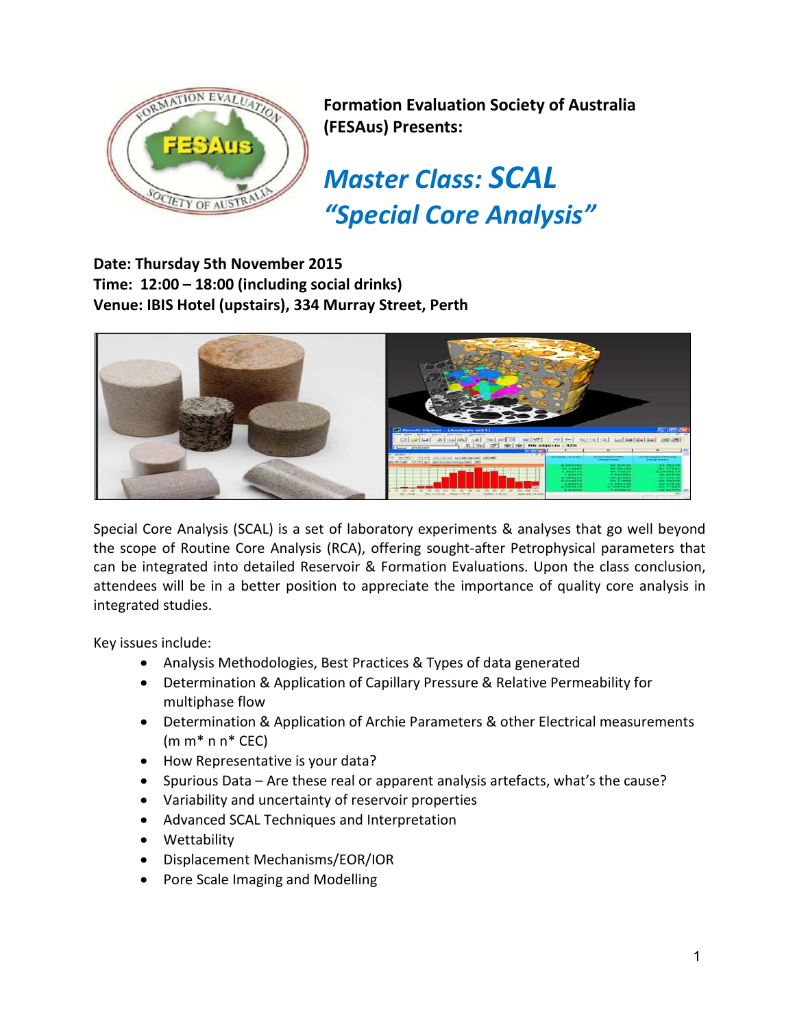**Formation Evaluation Society of Australia (FESAus) Presents:**

# *Master Class: SCAL "Special Core Analysis"*

**Date: Thursday 5th November 2015**
**Time: 12:00 – 18:00 (including social drinks)**
**Venue: IBIS Hotel (upstairs), 334 Murray Street, Perth**

Special Core Analysis (SCAL) is a set of laboratory experiments & analyses that go well beyond the scope of Routine Core Analysis (RCA), offering sought-after Petrophysical parameters that can be integrated into detailed Reservoir & Formation Evaluations. Upon the class conclusion, attendees will be in a better position to appreciate the importance of quality core analysis in integrated studies.

Key issues include:

- Analysis Methodologies, Best Practices & Types of data generated
- Determination & Application of Capillary Pressure & Relative Permeability for multiphase flow
- Determination & Application of Archie Parameters & other Electrical measurements (m m* n n* CEC)
- How Representative is your data?
- Spurious Data – Are these real or apparent analysis artefacts, what's the cause?
- Variability and uncertainty of reservoir properties
- Advanced SCAL Techniques and Interpretation
- Wettability
- Displacement Mechanisms/EOR/IOR
- Pore Scale Imaging and Modelling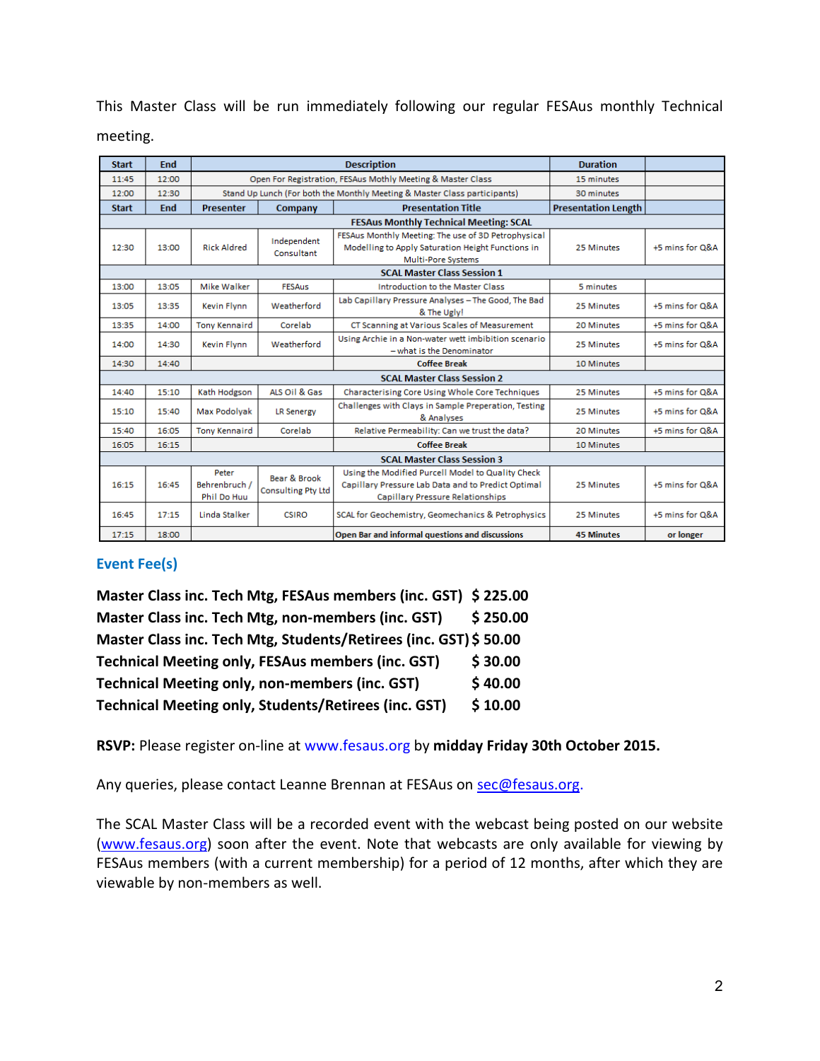This Master Class will be run immediately following our regular FESAus monthly Technical meeting.

| Start | End | Description | | | Duration | |
|---|---|---|---|---|---|---|
| 11:45 | 12:00 | Open For Registration, FESAus Mothly Meeting & Master Class | | | 15 minutes | |
| 12:00 | 12:30 | Stand Up Lunch (For both the Monthly Meeting & Master Class participants) | | | 30 minutes | |
| **Start** | **End** | **Presenter** | **Company** | **Presentation Title** | **Presentation Length** | |
| | | | | **FESAus Monthly Technical Meeting: SCAL** | | |
| 12:30 | 13:00 | Rick Aldred | Independent Consultant | FESAus Monthly Meeting: The use of 3D Petrophysical Modelling to Apply Saturation Height Functions in Multi-Pore Systems | 25 Minutes | +5 mins for Q&A |
| | | | | **SCAL Master Class Session 1** | | |
| 13:00 | 13:05 | Mike Walker | FESAus | Introduction to the Master Class | 5 minutes | |
| 13:05 | 13:35 | Kevin Flynn | Weatherford | Lab Capillary Pressure Analyses – The Good, The Bad & The Ugly! | 25 Minutes | +5 mins for Q&A |
| 13:35 | 14:00 | Tony Kennaird | Corelab | CT Scanning at Various Scales of Measurement | 20 Minutes | +5 mins for Q&A |
| 14:00 | 14:30 | Kevin Flynn | Weatherford | Using Archie in a Non-water wett imbibition scenario – what is the Denominator | 25 Minutes | +5 mins for Q&A |
| 14:30 | 14:40 | | | **Coffee Break** | 10 Minutes | |
| | | | | **SCAL Master Class Session 2** | | |
| 14:40 | 15:10 | Kath Hodgson | ALS Oil & Gas | Characterising Core Using Whole Core Techniques | 25 Minutes | +5 mins for Q&A |
| 15:10 | 15:40 | Max Podolyak | LR Senergy | Challenges with Clays in Sample Preperation, Testing & Analyses | 25 Minutes | +5 mins for Q&A |
| 15:40 | 16:05 | Tony Kennaird | Corelab | Relative Permeability: Can we trust the data? | 20 Minutes | +5 mins for Q&A |
| 16:05 | 16:15 | | | **Coffee Break** | 10 Minutes | |
| | | | | **SCAL Master Class Session 3** | | |
| 16:15 | 16:45 | Peter Behrenbruch / Phil Do Huu | Bear & Brook Consulting Pty Ltd | Using the Modified Purcell Model to Quality Check Capillary Pressure Lab Data and to Predict Optimal Capillary Pressure Relationships | 25 Minutes | +5 mins for Q&A |
| 16:45 | 17:15 | Linda Stalker | CSIRO | SCAL for Geochemistry, Geomechanics & Petrophysics | 25 Minutes | +5 mins for Q&A |
| 17:15 | 18:00 | | | **Open Bar and informal questions and discussions** | **45 Minutes** | **or longer** |

## Event Fee(s)

**Master Class inc. Tech Mtg, FESAus members (inc. GST) $ 225.00**
**Master Class inc. Tech Mtg, non-members (inc. GST) $ 250.00**
**Master Class inc. Tech Mtg, Students/Retirees (inc. GST) $ 50.00**
**Technical Meeting only, FESAus members (inc. GST) $ 30.00**
**Technical Meeting only, non-members (inc. GST) $ 40.00**
**Technical Meeting only, Students/Retirees (inc. GST) $ 10.00**

**RSVP:** Please register on-line at www.fesaus.org by **midday Friday 30th October 2015.**

Any queries, please contact Leanne Brennan at FESAus on sec@fesaus.org.

The SCAL Master Class will be a recorded event with the webcast being posted on our website (www.fesaus.org) soon after the event. Note that webcasts are only available for viewing by FESAus members (with a current membership) for a period of 12 months, after which they are viewable by non-members as well.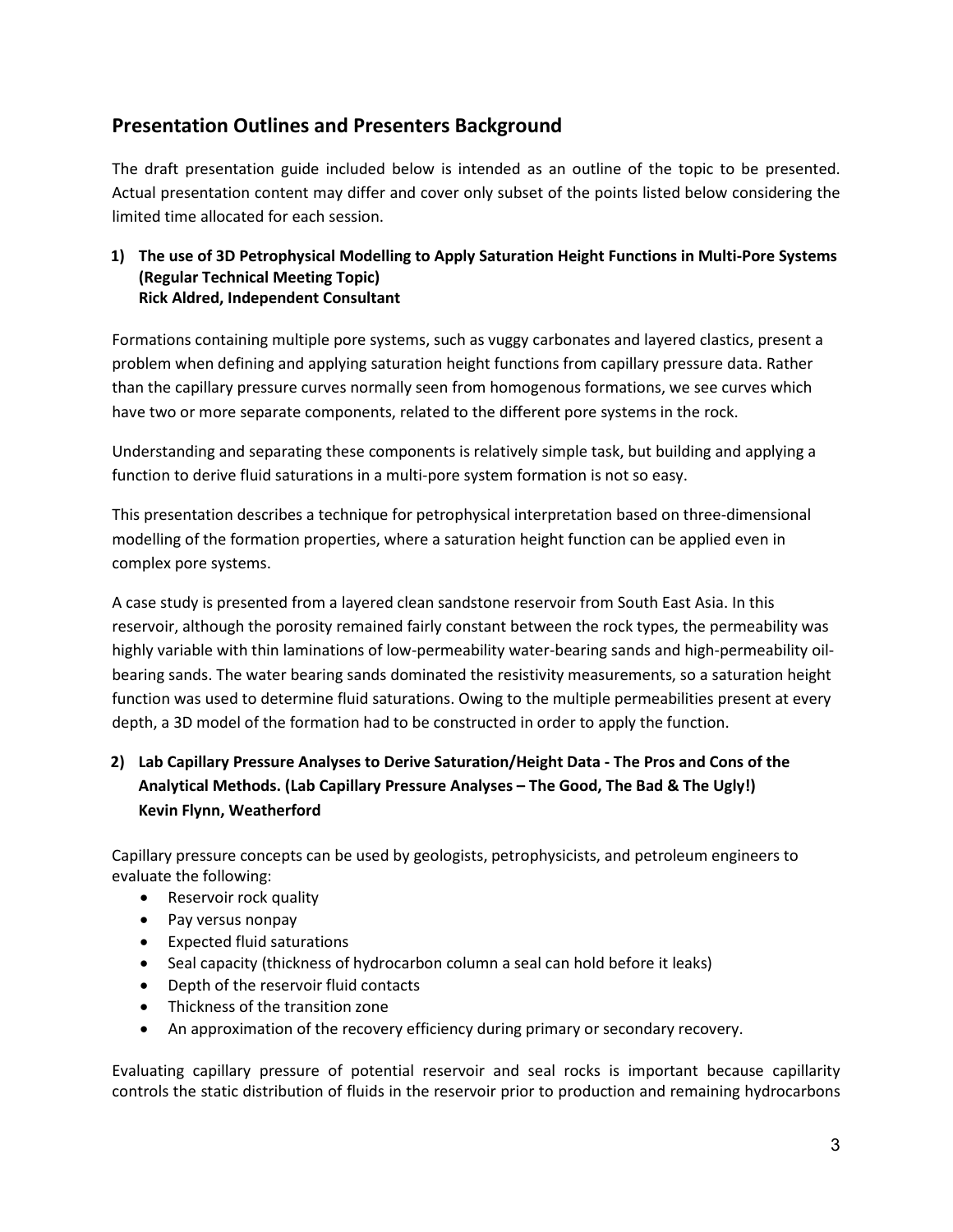## Presentation Outlines and Presenters Background

The draft presentation guide included below is intended as an outline of the topic to be presented. Actual presentation content may differ and cover only subset of the points listed below considering the limited time allocated for each session.

### 1) The use of 3D Petrophysical Modelling to Apply Saturation Height Functions in Multi-Pore Systems (Regular Technical Meeting Topic)
**Rick Aldred, Independent Consultant**

Formations containing multiple pore systems, such as vuggy carbonates and layered clastics, present a problem when defining and applying saturation height functions from capillary pressure data. Rather than the capillary pressure curves normally seen from homogenous formations, we see curves which have two or more separate components, related to the different pore systems in the rock.

Understanding and separating these components is relatively simple task, but building and applying a function to derive fluid saturations in a multi-pore system formation is not so easy.

This presentation describes a technique for petrophysical interpretation based on three-dimensional modelling of the formation properties, where a saturation height function can be applied even in complex pore systems.

A case study is presented from a layered clean sandstone reservoir from South East Asia. In this reservoir, although the porosity remained fairly constant between the rock types, the permeability was highly variable with thin laminations of low-permeability water-bearing sands and high-permeability oil-bearing sands. The water bearing sands dominated the resistivity measurements, so a saturation height function was used to determine fluid saturations. Owing to the multiple permeabilities present at every depth, a 3D model of the formation had to be constructed in order to apply the function.

### 2) Lab Capillary Pressure Analyses to Derive Saturation/Height Data - The Pros and Cons of the Analytical Methods. (Lab Capillary Pressure Analyses – The Good, The Bad & The Ugly!)
**Kevin Flynn, Weatherford**

Capillary pressure concepts can be used by geologists, petrophysicists, and petroleum engineers to evaluate the following:

- Reservoir rock quality
- Pay versus nonpay
- Expected fluid saturations
- Seal capacity (thickness of hydrocarbon column a seal can hold before it leaks)
- Depth of the reservoir fluid contacts
- Thickness of the transition zone
- An approximation of the recovery efficiency during primary or secondary recovery.

Evaluating capillary pressure of potential reservoir and seal rocks is important because capillarity controls the static distribution of fluids in the reservoir prior to production and remaining hydrocarbons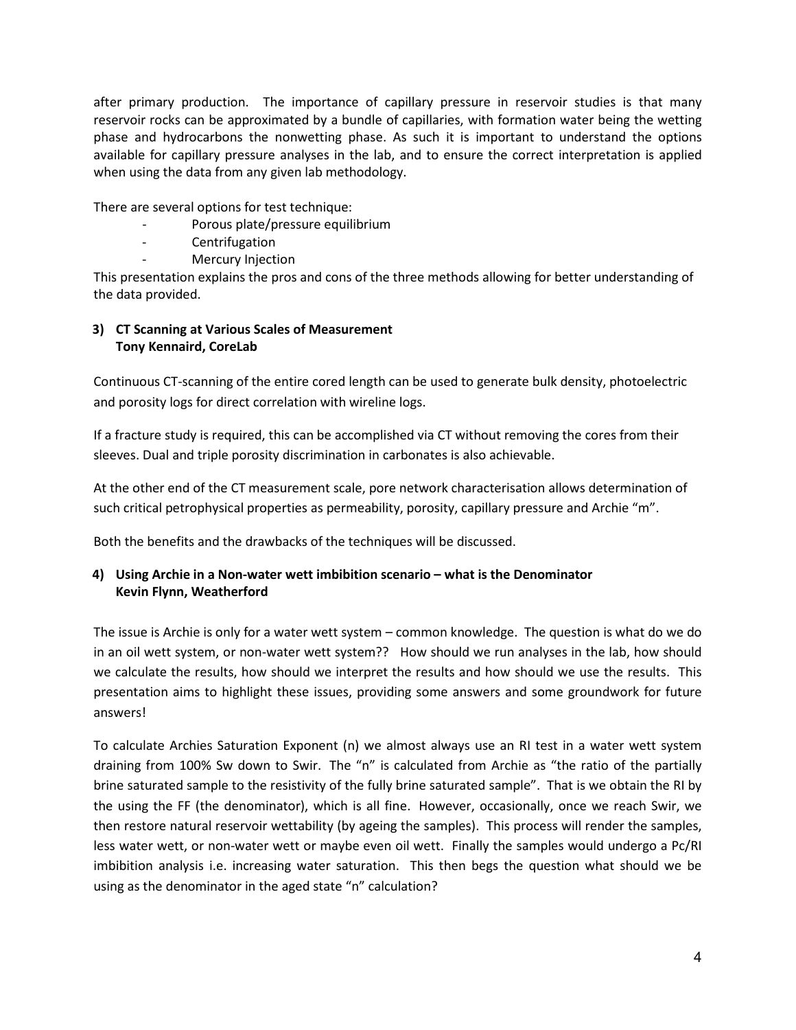after primary production. The importance of capillary pressure in reservoir studies is that many reservoir rocks can be approximated by a bundle of capillaries, with formation water being the wetting phase and hydrocarbons the nonwetting phase. As such it is important to understand the options available for capillary pressure analyses in the lab, and to ensure the correct interpretation is applied when using the data from any given lab methodology.

There are several options for test technique:

- Porous plate/pressure equilibrium
- Centrifugation
- Mercury Injection

This presentation explains the pros and cons of the three methods allowing for better understanding of the data provided.

### 3) CT Scanning at Various Scales of Measurement
**Tony Kennaird, CoreLab**

Continuous CT-scanning of the entire cored length can be used to generate bulk density, photoelectric and porosity logs for direct correlation with wireline logs.

If a fracture study is required, this can be accomplished via CT without removing the cores from their sleeves. Dual and triple porosity discrimination in carbonates is also achievable.

At the other end of the CT measurement scale, pore network characterisation allows determination of such critical petrophysical properties as permeability, porosity, capillary pressure and Archie "m".

Both the benefits and the drawbacks of the techniques will be discussed.

### 4) Using Archie in a Non-water wett imbibition scenario – what is the Denominator
**Kevin Flynn, Weatherford**

The issue is Archie is only for a water wett system – common knowledge. The question is what do we do in an oil wett system, or non-water wett system?? How should we run analyses in the lab, how should we calculate the results, how should we interpret the results and how should we use the results. This presentation aims to highlight these issues, providing some answers and some groundwork for future answers!

To calculate Archies Saturation Exponent (n) we almost always use an RI test in a water wett system draining from 100% Sw down to Swir. The "n" is calculated from Archie as "the ratio of the partially brine saturated sample to the resistivity of the fully brine saturated sample". That is we obtain the RI by the using the FF (the denominator), which is all fine. However, occasionally, once we reach Swir, we then restore natural reservoir wettability (by ageing the samples). This process will render the samples, less water wett, or non-water wett or maybe even oil wett. Finally the samples would undergo a Pc/RI imbibition analysis i.e. increasing water saturation. This then begs the question what should we be using as the denominator in the aged state "n" calculation?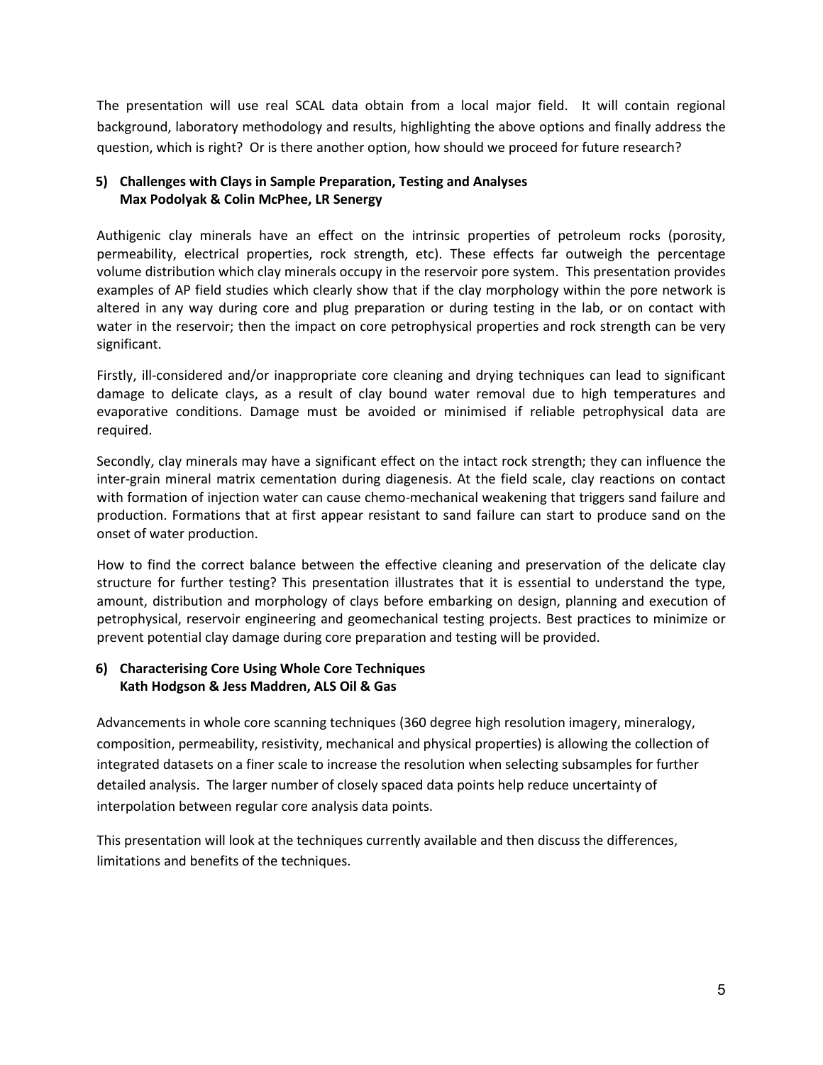The presentation will use real SCAL data obtain from a local major field. It will contain regional background, laboratory methodology and results, highlighting the above options and finally address the question, which is right? Or is there another option, how should we proceed for future research?

### 5) Challenges with Clays in Sample Preparation, Testing and Analyses
**Max Podolyak & Colin McPhee, LR Senergy**

Authigenic clay minerals have an effect on the intrinsic properties of petroleum rocks (porosity, permeability, electrical properties, rock strength, etc). These effects far outweigh the percentage volume distribution which clay minerals occupy in the reservoir pore system. This presentation provides examples of AP field studies which clearly show that if the clay morphology within the pore network is altered in any way during core and plug preparation or during testing in the lab, or on contact with water in the reservoir; then the impact on core petrophysical properties and rock strength can be very significant.

Firstly, ill-considered and/or inappropriate core cleaning and drying techniques can lead to significant damage to delicate clays, as a result of clay bound water removal due to high temperatures and evaporative conditions. Damage must be avoided or minimised if reliable petrophysical data are required.

Secondly, clay minerals may have a significant effect on the intact rock strength; they can influence the inter-grain mineral matrix cementation during diagenesis. At the field scale, clay reactions on contact with formation of injection water can cause chemo-mechanical weakening that triggers sand failure and production. Formations that at first appear resistant to sand failure can start to produce sand on the onset of water production.

How to find the correct balance between the effective cleaning and preservation of the delicate clay structure for further testing? This presentation illustrates that it is essential to understand the type, amount, distribution and morphology of clays before embarking on design, planning and execution of petrophysical, reservoir engineering and geomechanical testing projects. Best practices to minimize or prevent potential clay damage during core preparation and testing will be provided.

### 6) Characterising Core Using Whole Core Techniques
**Kath Hodgson & Jess Maddren, ALS Oil & Gas**

Advancements in whole core scanning techniques (360 degree high resolution imagery, mineralogy, composition, permeability, resistivity, mechanical and physical properties) is allowing the collection of integrated datasets on a finer scale to increase the resolution when selecting subsamples for further detailed analysis. The larger number of closely spaced data points help reduce uncertainty of interpolation between regular core analysis data points.

This presentation will look at the techniques currently available and then discuss the differences, limitations and benefits of the techniques.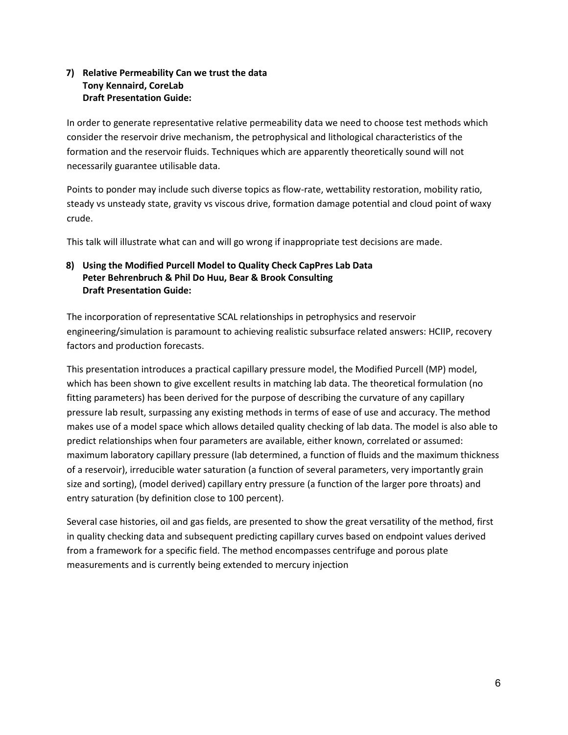**7) Relative Permeability Can we trust the data**
**Tony Kennaird, CoreLab**
**Draft Presentation Guide:**

In order to generate representative relative permeability data we need to choose test methods which consider the reservoir drive mechanism, the petrophysical and lithological characteristics of the formation and the reservoir fluids. Techniques which are apparently theoretically sound will not necessarily guarantee utilisable data.

Points to ponder may include such diverse topics as flow-rate, wettability restoration, mobility ratio, steady vs unsteady state, gravity vs viscous drive, formation damage potential and cloud point of waxy crude.

This talk will illustrate what can and will go wrong if inappropriate test decisions are made.

**8) Using the Modified Purcell Model to Quality Check CapPres Lab Data**
**Peter Behrenbruch & Phil Do Huu, Bear & Brook Consulting**
**Draft Presentation Guide:**

The incorporation of representative SCAL relationships in petrophysics and reservoir engineering/simulation is paramount to achieving realistic subsurface related answers: HCIIP, recovery factors and production forecasts.

This presentation introduces a practical capillary pressure model, the Modified Purcell (MP) model, which has been shown to give excellent results in matching lab data. The theoretical formulation (no fitting parameters) has been derived for the purpose of describing the curvature of any capillary pressure lab result, surpassing any existing methods in terms of ease of use and accuracy. The method makes use of a model space which allows detailed quality checking of lab data. The model is also able to predict relationships when four parameters are available, either known, correlated or assumed: maximum laboratory capillary pressure (lab determined, a function of fluids and the maximum thickness of a reservoir), irreducible water saturation (a function of several parameters, very importantly grain size and sorting), (model derived) capillary entry pressure (a function of the larger pore throats) and entry saturation (by definition close to 100 percent).

Several case histories, oil and gas fields, are presented to show the great versatility of the method, first in quality checking data and subsequent predicting capillary curves based on endpoint values derived from a framework for a specific field. The method encompasses centrifuge and porous plate measurements and is currently being extended to mercury injection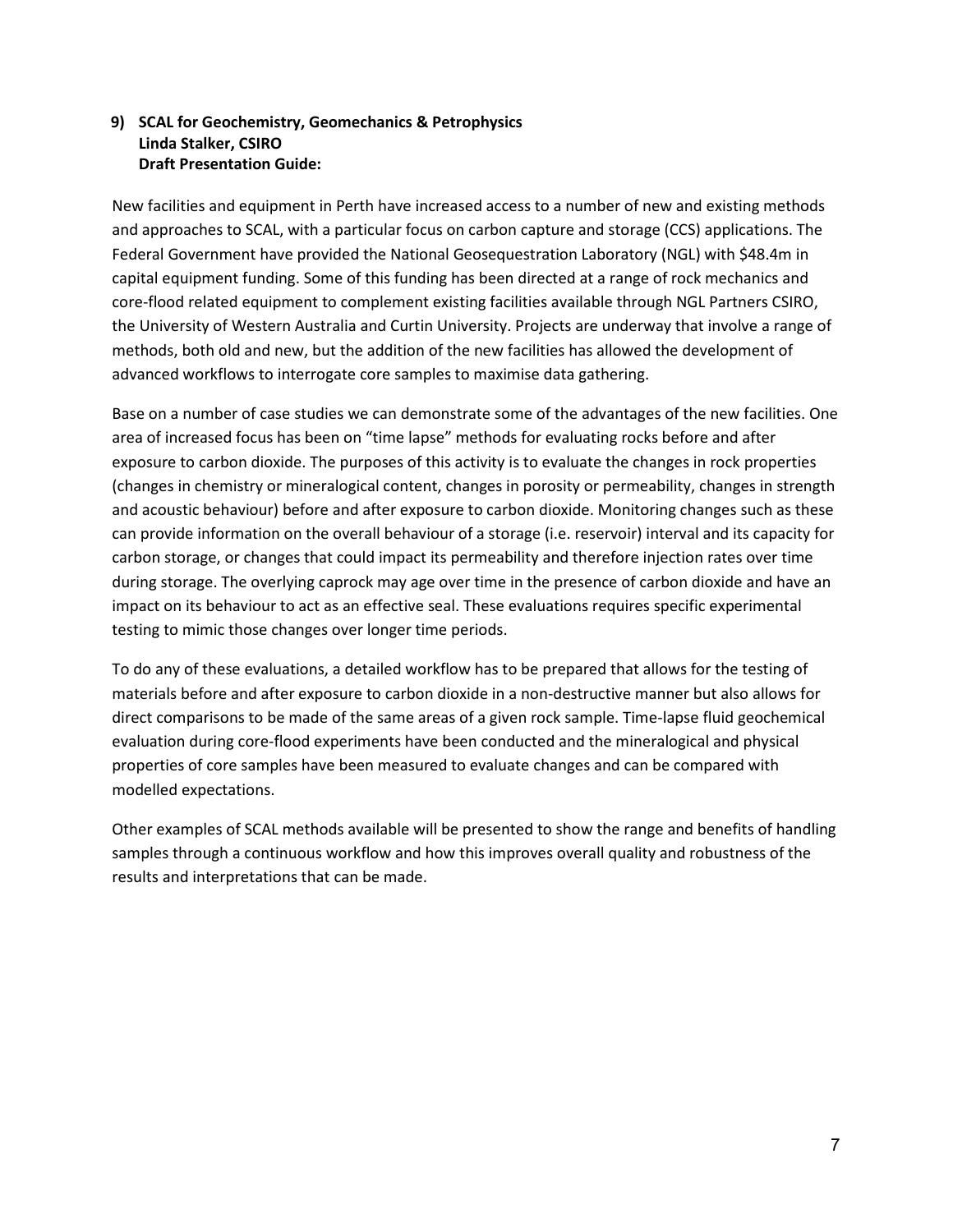**9) SCAL for Geochemistry, Geomechanics & Petrophysics**
**Linda Stalker, CSIRO**
**Draft Presentation Guide:**

New facilities and equipment in Perth have increased access to a number of new and existing methods and approaches to SCAL, with a particular focus on carbon capture and storage (CCS) applications. The Federal Government have provided the National Geosequestration Laboratory (NGL) with $48.4m in capital equipment funding. Some of this funding has been directed at a range of rock mechanics and core-flood related equipment to complement existing facilities available through NGL Partners CSIRO, the University of Western Australia and Curtin University. Projects are underway that involve a range of methods, both old and new, but the addition of the new facilities has allowed the development of advanced workflows to interrogate core samples to maximise data gathering.

Base on a number of case studies we can demonstrate some of the advantages of the new facilities. One area of increased focus has been on "time lapse" methods for evaluating rocks before and after exposure to carbon dioxide. The purposes of this activity is to evaluate the changes in rock properties (changes in chemistry or mineralogical content, changes in porosity or permeability, changes in strength and acoustic behaviour) before and after exposure to carbon dioxide. Monitoring changes such as these can provide information on the overall behaviour of a storage (i.e. reservoir) interval and its capacity for carbon storage, or changes that could impact its permeability and therefore injection rates over time during storage. The overlying caprock may age over time in the presence of carbon dioxide and have an impact on its behaviour to act as an effective seal. These evaluations requires specific experimental testing to mimic those changes over longer time periods.

To do any of these evaluations, a detailed workflow has to be prepared that allows for the testing of materials before and after exposure to carbon dioxide in a non-destructive manner but also allows for direct comparisons to be made of the same areas of a given rock sample. Time-lapse fluid geochemical evaluation during core-flood experiments have been conducted and the mineralogical and physical properties of core samples have been measured to evaluate changes and can be compared with modelled expectations.

Other examples of SCAL methods available will be presented to show the range and benefits of handling samples through a continuous workflow and how this improves overall quality and robustness of the results and interpretations that can be made.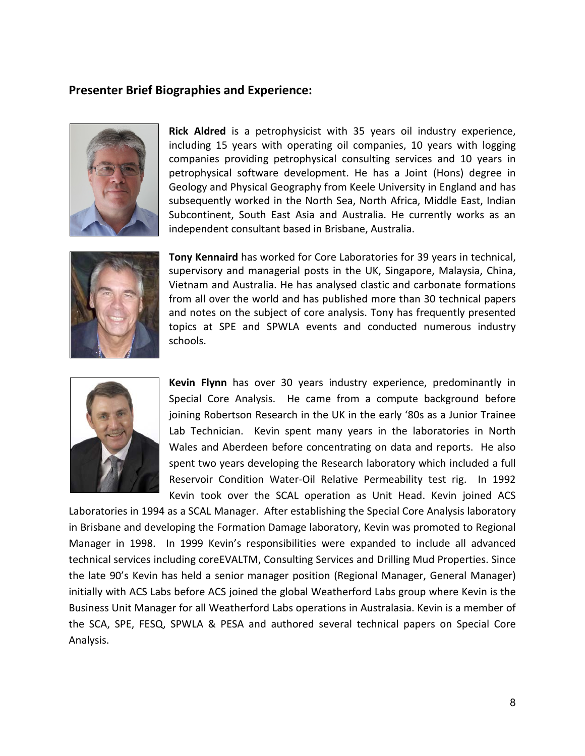## Presenter Brief Biographies and Experience:

**Rick Aldred** is a petrophysicist with 35 years oil industry experience, including 15 years with operating oil companies, 10 years with logging companies providing petrophysical consulting services and 10 years in petrophysical software development. He has a Joint (Hons) degree in Geology and Physical Geography from Keele University in England and has subsequently worked in the North Sea, North Africa, Middle East, Indian Subcontinent, South East Asia and Australia. He currently works as an independent consultant based in Brisbane, Australia.

**Tony Kennaird** has worked for Core Laboratories for 39 years in technical, supervisory and managerial posts in the UK, Singapore, Malaysia, China, Vietnam and Australia. He has analysed clastic and carbonate formations from all over the world and has published more than 30 technical papers and notes on the subject of core analysis. Tony has frequently presented topics at SPE and SPWLA events and conducted numerous industry schools.

**Kevin Flynn** has over 30 years industry experience, predominantly in Special Core Analysis. He came from a compute background before joining Robertson Research in the UK in the early '80s as a Junior Trainee Lab Technician. Kevin spent many years in the laboratories in North Wales and Aberdeen before concentrating on data and reports. He also spent two years developing the Research laboratory which included a full Reservoir Condition Water-Oil Relative Permeability test rig. In 1992 Kevin took over the SCAL operation as Unit Head. Kevin joined ACS Laboratories in 1994 as a SCAL Manager. After establishing the Special Core Analysis laboratory in Brisbane and developing the Formation Damage laboratory, Kevin was promoted to Regional Manager in 1998. In 1999 Kevin's responsibilities were expanded to include all advanced technical services including coreEVALTM, Consulting Services and Drilling Mud Properties. Since the late 90's Kevin has held a senior manager position (Regional Manager, General Manager) initially with ACS Labs before ACS joined the global Weatherford Labs group where Kevin is the Business Unit Manager for all Weatherford Labs operations in Australasia. Kevin is a member of the SCA, SPE, FESQ, SPWLA & PESA and authored several technical papers on Special Core Analysis.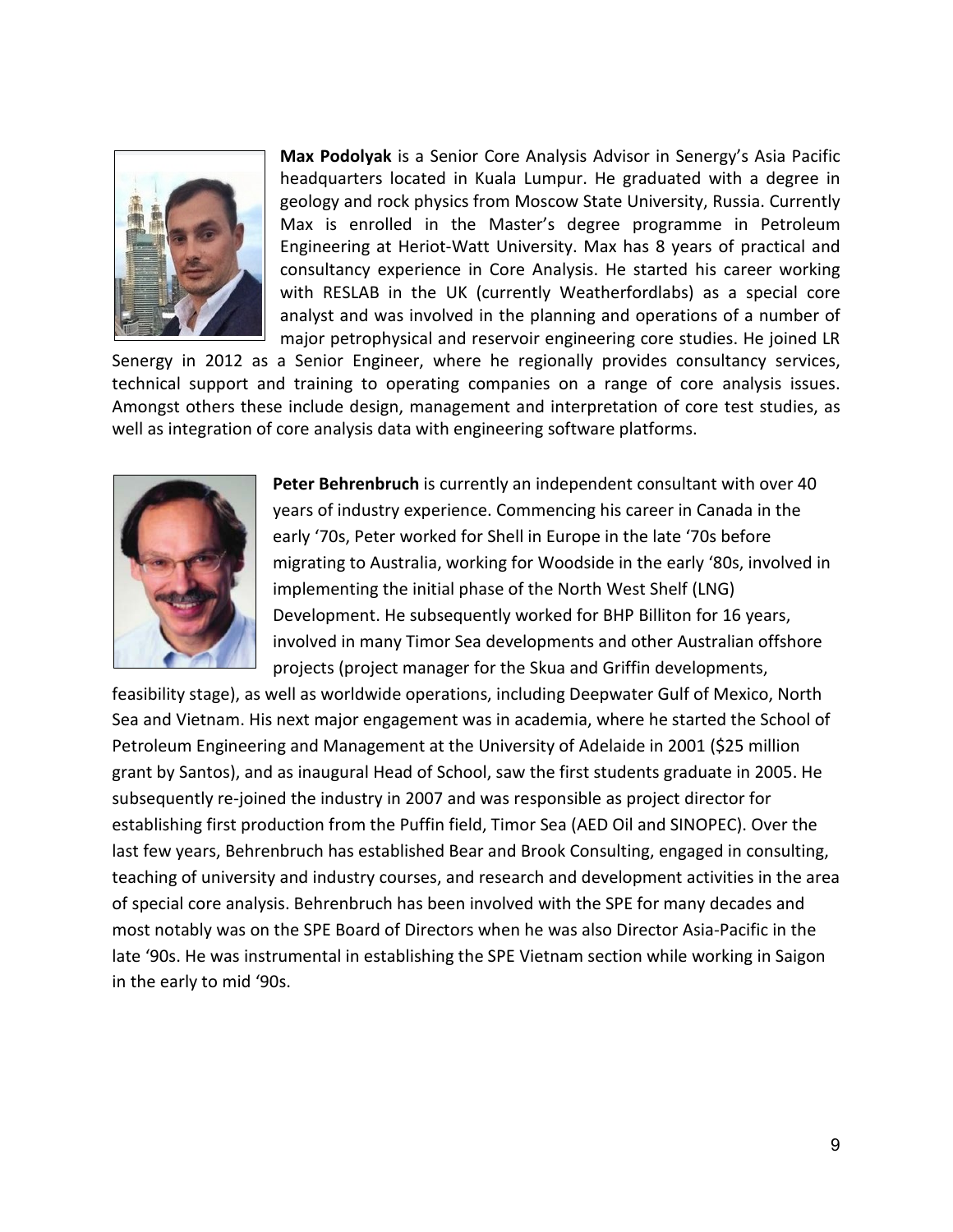**Max Podolyak** is a Senior Core Analysis Advisor in Senergy's Asia Pacific headquarters located in Kuala Lumpur. He graduated with a degree in geology and rock physics from Moscow State University, Russia. Currently Max is enrolled in the Master's degree programme in Petroleum Engineering at Heriot-Watt University. Max has 8 years of practical and consultancy experience in Core Analysis. He started his career working with RESLAB in the UK (currently Weatherfordlabs) as a special core analyst and was involved in the planning and operations of a number of major petrophysical and reservoir engineering core studies. He joined LR Senergy in 2012 as a Senior Engineer, where he regionally provides consultancy services, technical support and training to operating companies on a range of core analysis issues. Amongst others these include design, management and interpretation of core test studies, as well as integration of core analysis data with engineering software platforms.

**Peter Behrenbruch** is currently an independent consultant with over 40 years of industry experience. Commencing his career in Canada in the early '70s, Peter worked for Shell in Europe in the late '70s before migrating to Australia, working for Woodside in the early '80s, involved in implementing the initial phase of the North West Shelf (LNG) Development. He subsequently worked for BHP Billiton for 16 years, involved in many Timor Sea developments and other Australian offshore projects (project manager for the Skua and Griffin developments, feasibility stage), as well as worldwide operations, including Deepwater Gulf of Mexico, North Sea and Vietnam. His next major engagement was in academia, where he started the School of Petroleum Engineering and Management at the University of Adelaide in 2001 ($25 million grant by Santos), and as inaugural Head of School, saw the first students graduate in 2005. He subsequently re-joined the industry in 2007 and was responsible as project director for establishing first production from the Puffin field, Timor Sea (AED Oil and SINOPEC). Over the last few years, Behrenbruch has established Bear and Brook Consulting, engaged in consulting, teaching of university and industry courses, and research and development activities in the area of special core analysis. Behrenbruch has been involved with the SPE for many decades and most notably was on the SPE Board of Directors when he was also Director Asia-Pacific in the late '90s. He was instrumental in establishing the SPE Vietnam section while working in Saigon in the early to mid '90s.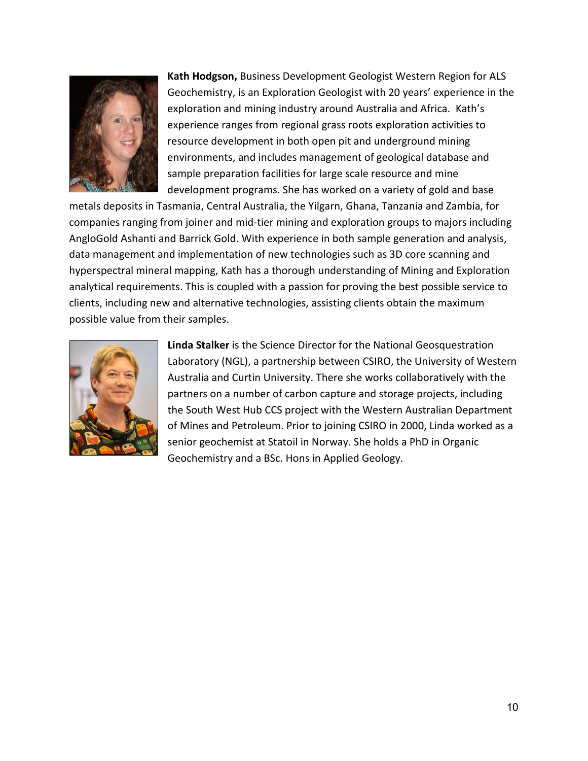**Kath Hodgson,** Business Development Geologist Western Region for ALS Geochemistry, is an Exploration Geologist with 20 years' experience in the exploration and mining industry around Australia and Africa. Kath's experience ranges from regional grass roots exploration activities to resource development in both open pit and underground mining environments, and includes management of geological database and sample preparation facilities for large scale resource and mine development programs. She has worked on a variety of gold and base metals deposits in Tasmania, Central Australia, the Yilgarn, Ghana, Tanzania and Zambia, for companies ranging from joiner and mid-tier mining and exploration groups to majors including AngloGold Ashanti and Barrick Gold. With experience in both sample generation and analysis, data management and implementation of new technologies such as 3D core scanning and hyperspectral mineral mapping, Kath has a thorough understanding of Mining and Exploration analytical requirements. This is coupled with a passion for proving the best possible service to clients, including new and alternative technologies, assisting clients obtain the maximum possible value from their samples.

**Linda Stalker** is the Science Director for the National Geosquestration Laboratory (NGL), a partnership between CSIRO, the University of Western Australia and Curtin University. There she works collaboratively with the partners on a number of carbon capture and storage projects, including the South West Hub CCS project with the Western Australian Department of Mines and Petroleum. Prior to joining CSIRO in 2000, Linda worked as a senior geochemist at Statoil in Norway. She holds a PhD in Organic Geochemistry and a BSc. Hons in Applied Geology.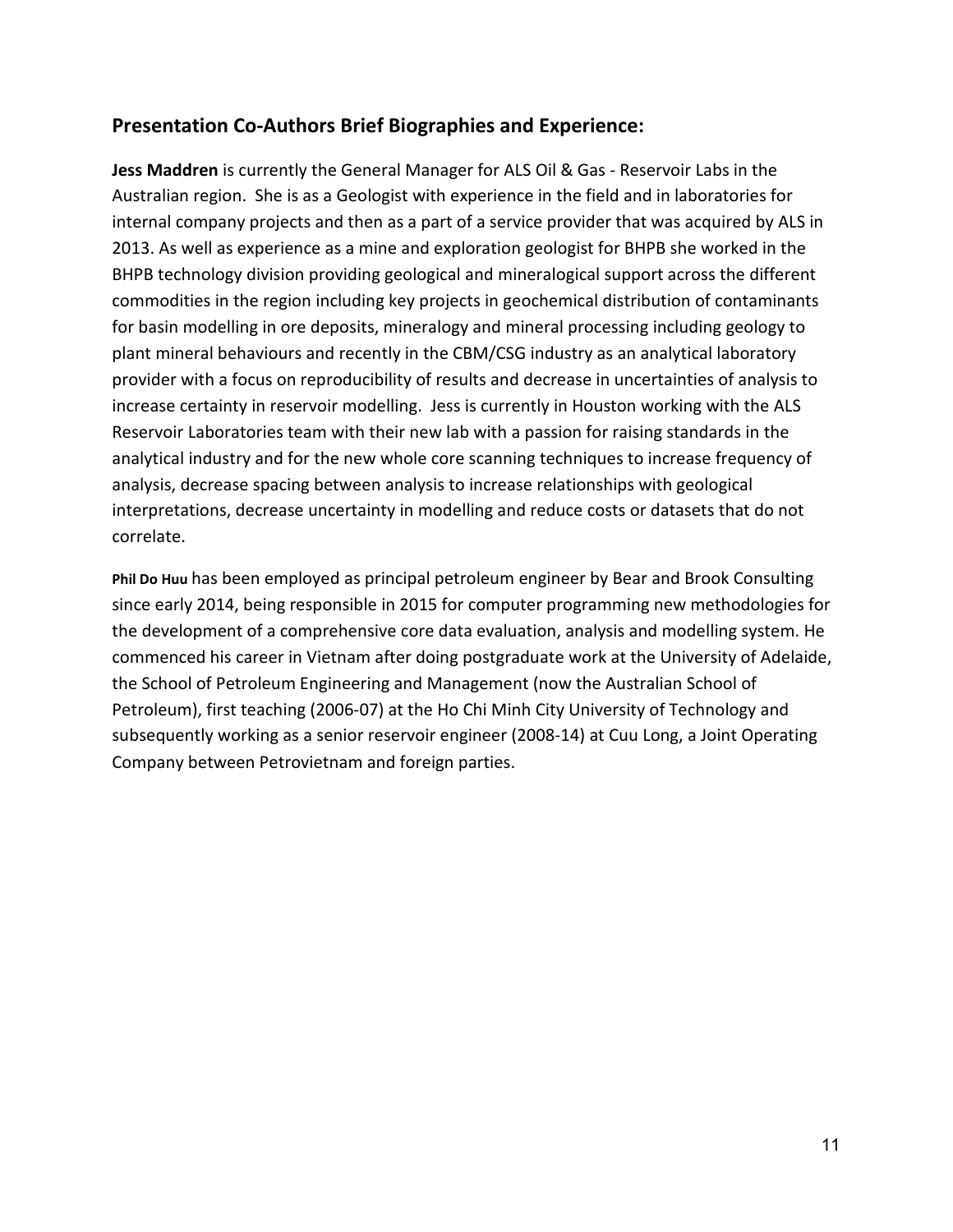## Presentation Co-Authors Brief Biographies and Experience:

**Jess Maddren** is currently the General Manager for ALS Oil & Gas - Reservoir Labs in the Australian region. She is as a Geologist with experience in the field and in laboratories for internal company projects and then as a part of a service provider that was acquired by ALS in 2013. As well as experience as a mine and exploration geologist for BHPB she worked in the BHPB technology division providing geological and mineralogical support across the different commodities in the region including key projects in geochemical distribution of contaminants for basin modelling in ore deposits, mineralogy and mineral processing including geology to plant mineral behaviours and recently in the CBM/CSG industry as an analytical laboratory provider with a focus on reproducibility of results and decrease in uncertainties of analysis to increase certainty in reservoir modelling. Jess is currently in Houston working with the ALS Reservoir Laboratories team with their new lab with a passion for raising standards in the analytical industry and for the new whole core scanning techniques to increase frequency of analysis, decrease spacing between analysis to increase relationships with geological interpretations, decrease uncertainty in modelling and reduce costs or datasets that do not correlate.

**Phil Do Huu** has been employed as principal petroleum engineer by Bear and Brook Consulting since early 2014, being responsible in 2015 for computer programming new methodologies for the development of a comprehensive core data evaluation, analysis and modelling system. He commenced his career in Vietnam after doing postgraduate work at the University of Adelaide, the School of Petroleum Engineering and Management (now the Australian School of Petroleum), first teaching (2006-07) at the Ho Chi Minh City University of Technology and subsequently working as a senior reservoir engineer (2008-14) at Cuu Long, a Joint Operating Company between Petrovietnam and foreign parties.